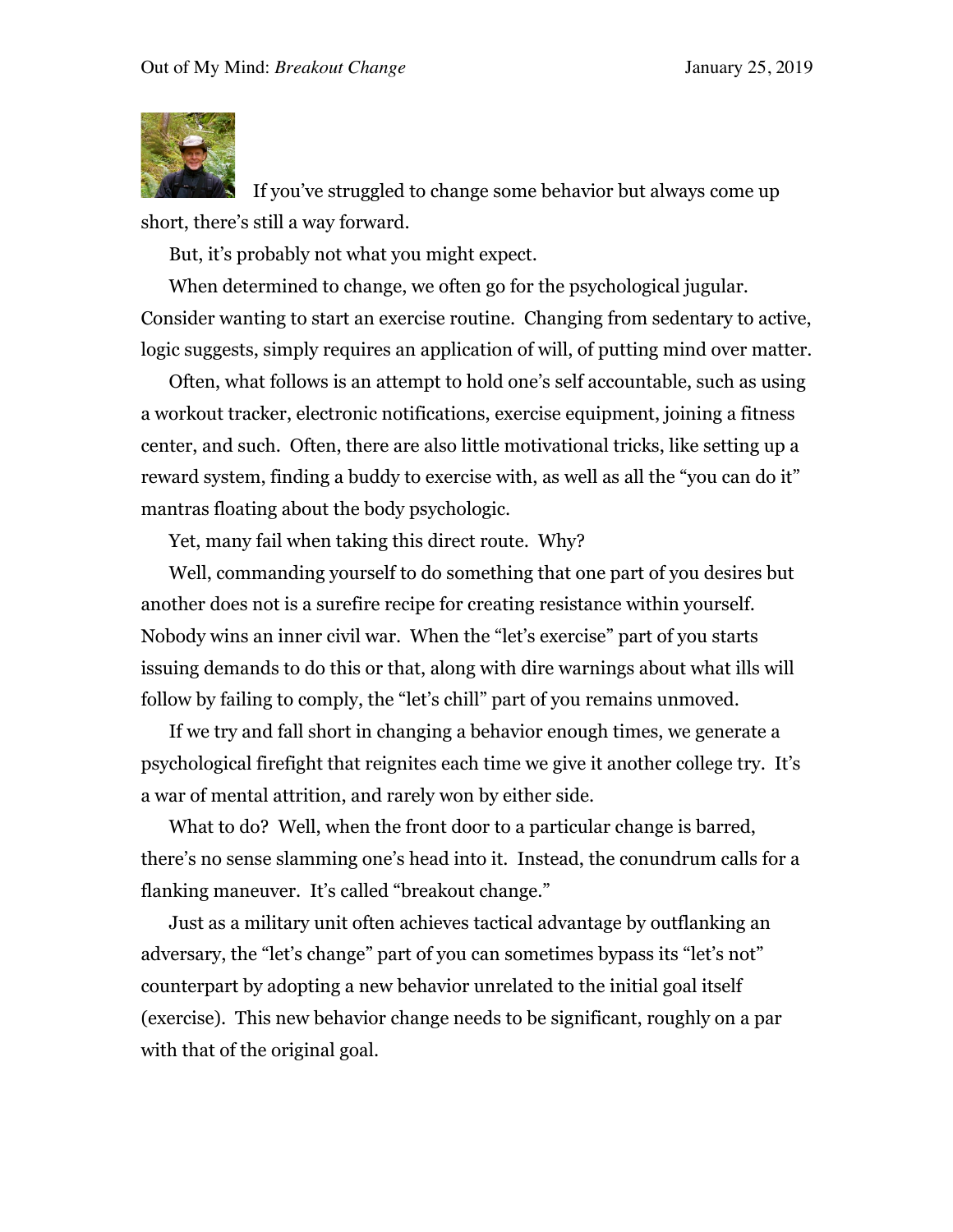If you've struggled to change some behavior but always come up short, there's still a way forward.

But, it's probably not what you might expect.

When determined to change, we often go for the psychological jugular. Consider wanting to start an exercise routine. Changing from sedentary to active, logic suggests, simply requires an application of will, of putting mind over matter.

Often, what follows is an attempt to hold one's self accountable, such as using a workout tracker, electronic notifications, exercise equipment, joining a fitness center, and such. Often, there are also little motivational tricks, like setting up a reward system, finding a buddy to exercise with, as well as all the "you can do it" mantras floating about the body psychologic.

Yet, many fail when taking this direct route. Why?

Well, commanding yourself to do something that one part of you desires but another does not is a surefire recipe for creating resistance within yourself. Nobody wins an inner civil war. When the "let's exercise" part of you starts issuing demands to do this or that, along with dire warnings about what ills will follow by failing to comply, the "let's chill" part of you remains unmoved.

If we try and fall short in changing a behavior enough times, we generate a psychological firefight that reignites each time we give it another college try. It's a war of mental attrition, and rarely won by either side.

What to do? Well, when the front door to a particular change is barred, there's no sense slamming one's head into it. Instead, the conundrum calls for a flanking maneuver. It's called "breakout change."

Just as a military unit often achieves tactical advantage by outflanking an adversary, the "let's change" part of you can sometimes bypass its "let's not" counterpart by adopting a new behavior unrelated to the initial goal itself (exercise). This new behavior change needs to be significant, roughly on a par with that of the original goal.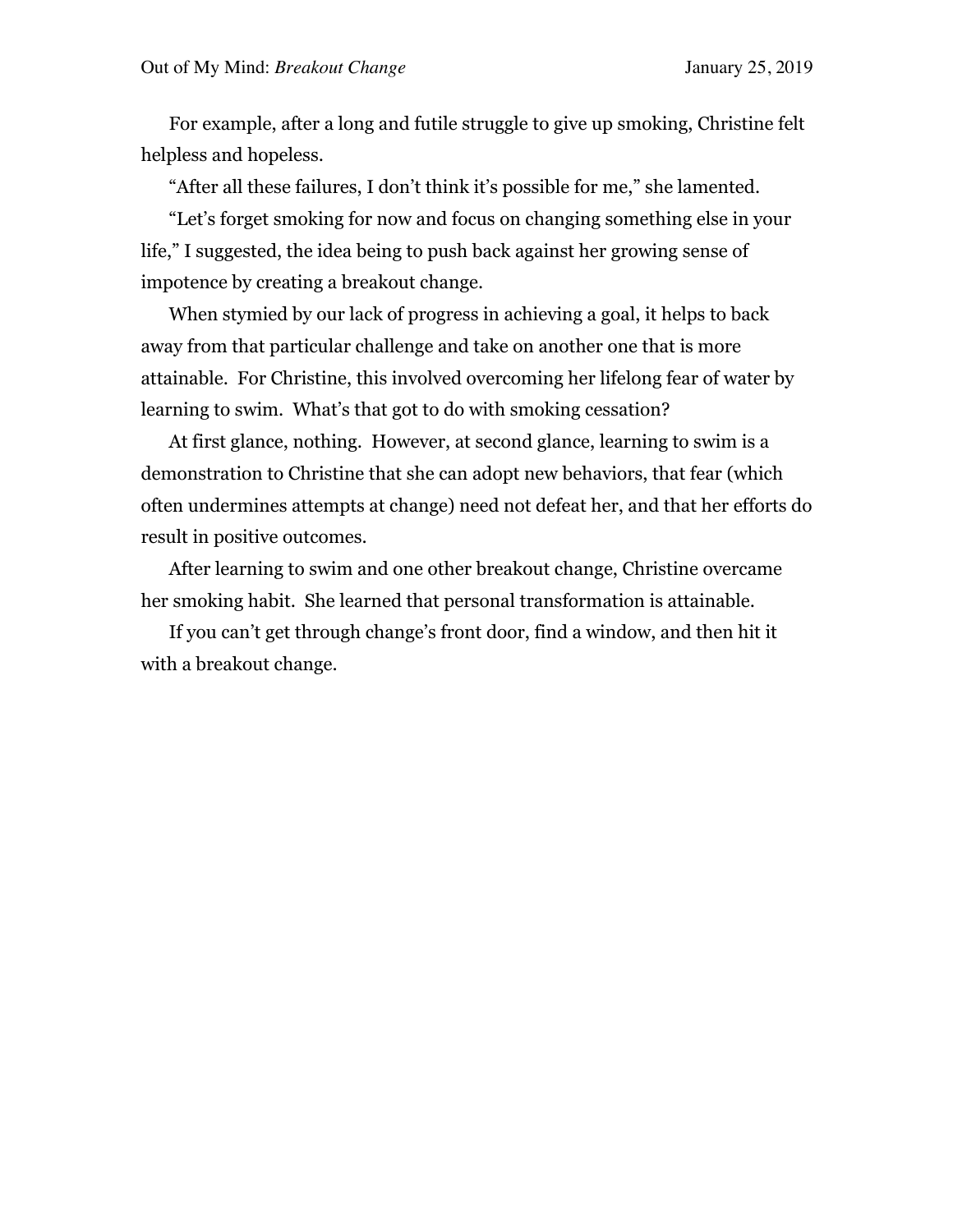For example, after a long and futile struggle to give up smoking, Christine felt helpless and hopeless.

"After all these failures, I don't think it's possible for me," she lamented.

"Let's forget smoking for now and focus on changing something else in your life," I suggested, the idea being to push back against her growing sense of impotence by creating a breakout change.

When stymied by our lack of progress in achieving a goal, it helps to back away from that particular challenge and take on another one that is more attainable. For Christine, this involved overcoming her lifelong fear of water by learning to swim. What's that got to do with smoking cessation?

At first glance, nothing. However, at second glance, learning to swim is a demonstration to Christine that she can adopt new behaviors, that fear (which often undermines attempts at change) need not defeat her, and that her efforts do result in positive outcomes.

After learning to swim and one other breakout change, Christine overcame her smoking habit. She learned that personal transformation is attainable.

If you can't get through change's front door, find a window, and then hit it with a breakout change.